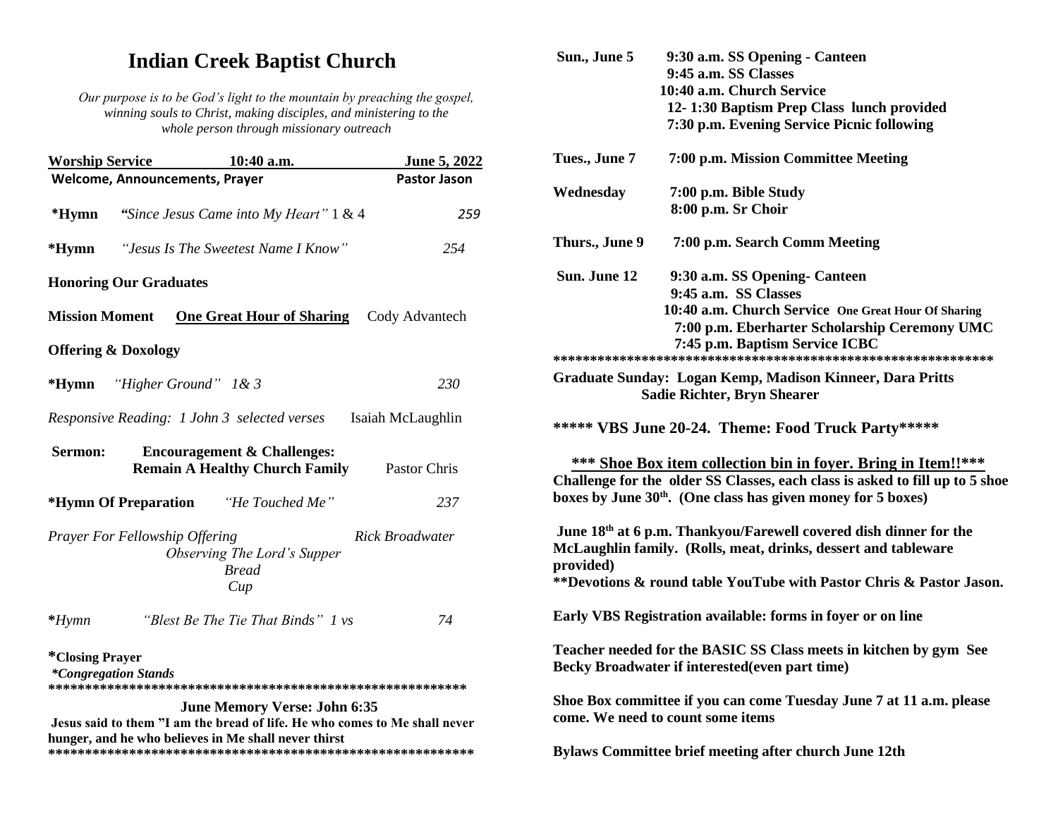# Indian Creek Baptist Church

*Our purpose is to be God's light to the mountain by preaching the gospel, winning souls to Christ, making disciples, and ministering to the whole person through missionary outreach*

| **Worship Service** | **10:40 a.m.** | **June 5, 2022** |
|---|---|---|
| **Welcome, Announcements, Prayer** | | **Pastor Jason** |
| **\*Hymn** | **"***Since Jesus Came into My Heart"* 1 & 4 | *259* |
| **\*Hymn** | *"Jesus Is The Sweetest Name I Know"* | *254* |
| **Honoring Our Graduates** | | |
| **Mission Moment** | **One Great Hour of Sharing** | Cody Advantech |
| **Offering & Doxology** | | |
| **\*Hymn** | *"Higher Ground" 1& 3* | *230* |
| *Responsive Reading: 1 John 3 selected verses* | | Isaiah McLaughlin |
| **Sermon:** | **Encouragement & Challenges: Remain A Healthy Church Family** | Pastor Chris |
| **\*Hymn Of Preparation** | *"He Touched Me"* | *237* |
| *Prayer For Fellowship Offering* | | *Rick Broadwater* |

*Observing The Lord's Supper*
*Bread*
*Cup*

| **\****Hymn* | *"Blest Be The Tie That Binds" 1 vs* | *74* |
|---|---|---|

**\*Closing Prayer**
***\*Congregation Stands***

\*\*\*\*\*\*\*\*\*\*\*\*\*\*\*\*\*\*\*\*\*\*\*\*\*\*\*\*\*\*\*\*\*\*\*\*\*\*\*\*\*\*\*\*\*\*\*\*\*\*\*\*\*\*\*\*\*\*\*

**June Memory Verse: John 6:35**
**Jesus said to them "I am the bread of life. He who comes to Me shall never hunger, and he who believes in Me shall never thirst**

\*\*\*\*\*\*\*\*\*\*\*\*\*\*\*\*\*\*\*\*\*\*\*\*\*\*\*\*\*\*\*\*\*\*\*\*\*\*\*\*\*\*\*\*\*\*\*\*\*\*\*\*\*\*\*\*\*\*\*

**Sun., June 5**
- **9:30 a.m. SS Opening - Canteen**
- **9:45 a.m. SS Classes**
- **10:40 a.m. Church Service**
- **12- 1:30 Baptism Prep Class lunch provided**
- **7:30 p.m. Evening Service Picnic following**

**Tues., June 7** — **7:00 p.m. Mission Committee Meeting**

**Wednesday**
- **7:00 p.m. Bible Study**
- **8:00 p.m. Sr Choir**

**Thurs., June 9** — **7:00 p.m. Search Comm Meeting**

**Sun. June 12**
- **9:30 a.m. SS Opening- Canteen**
- **9:45 a.m. SS Classes**
- **10:40 a.m. Church Service** **One Great Hour Of Sharing**
- **7:00 p.m. Eberharter Scholarship Ceremony UMC**
- **7:45 p.m. Baptism Service ICBC**

\*\*\*\*\*\*\*\*\*\*\*\*\*\*\*\*\*\*\*\*\*\*\*\*\*\*\*\*\*\*\*\*\*\*\*\*\*\*\*\*\*\*\*\*\*\*\*\*\*\*\*\*\*\*\*\*\*\*

**Graduate Sunday: Logan Kemp, Madison Kinneer, Dara Pritts Sadie Richter, Bryn Shearer**

**\*\*\*\*\* VBS June 20-24. Theme: Food Truck Party\*\*\*\*\***

**\*\*\* Shoe Box item collection bin in foyer. Bring in Item!!\*\*\***
**Challenge for the older SS Classes, each class is asked to fill up to 5 shoe boxes by June 30th. (One class has given money for 5 boxes)**

**June 18th at 6 p.m. Thankyou/Farewell covered dish dinner for the McLaughlin family. (Rolls, meat, drinks, dessert and tableware provided)**
**\*\*Devotions & round table YouTube with Pastor Chris & Pastor Jason.**

**Early VBS Registration available: forms in foyer or on line**

**Teacher needed for the BASIC SS Class meets in kitchen by gym See Becky Broadwater if interested(even part time)**

**Shoe Box committee if you can come Tuesday June 7 at 11 a.m. please come. We need to count some items**

**Bylaws Committee brief meeting after church June 12th**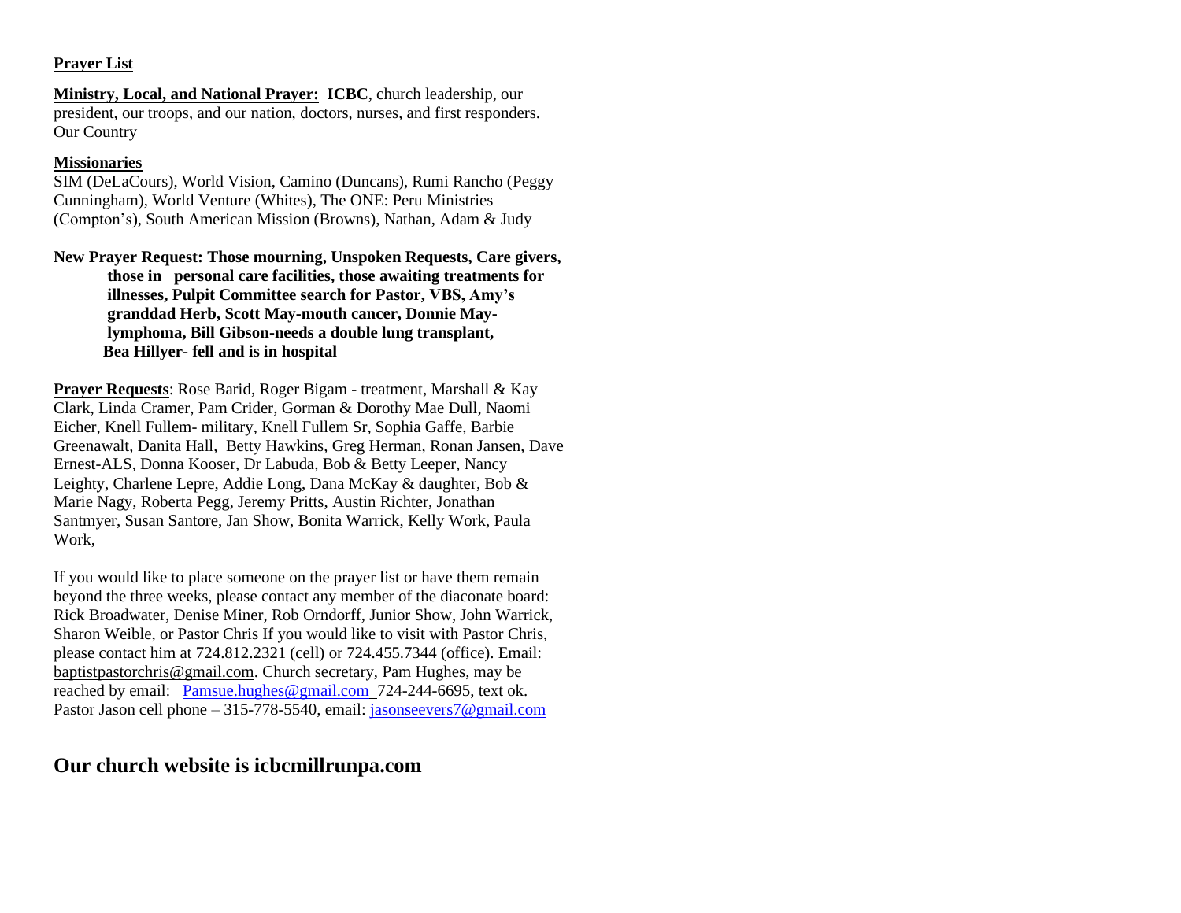**Prayer List**

**Ministry, Local, and National Prayer:** **ICBC**, church leadership, our president, our troops, and our nation, doctors, nurses, and first responders. Our Country

**Missionaries**

SIM (DeLaCours), World Vision, Camino (Duncans), Rumi Rancho (Peggy Cunningham), World Venture (Whites), The ONE: Peru Ministries (Compton's), South American Mission (Browns), Nathan, Adam & Judy

**New Prayer Request: Those mourning, Unspoken Requests, Care givers, those in personal care facilities, those awaiting treatments for illnesses, Pulpit Committee search for Pastor, VBS, Amy's granddad Herb, Scott May-mouth cancer, Donnie May-lymphoma, Bill Gibson-needs a double lung transplant, Bea Hillyer- fell and is in hospital**

**Prayer Requests**: Rose Barid, Roger Bigam - treatment, Marshall & Kay Clark, Linda Cramer, Pam Crider, Gorman & Dorothy Mae Dull, Naomi Eicher, Knell Fullem- military, Knell Fullem Sr, Sophia Gaffe, Barbie Greenawalt, Danita Hall, Betty Hawkins, Greg Herman, Ronan Jansen, Dave Ernest-ALS, Donna Kooser, Dr Labuda, Bob & Betty Leeper, Nancy Leighty, Charlene Lepre, Addie Long, Dana McKay & daughter, Bob & Marie Nagy, Roberta Pegg, Jeremy Pritts, Austin Richter, Jonathan Santmyer, Susan Santore, Jan Show, Bonita Warrick, Kelly Work, Paula Work,

If you would like to place someone on the prayer list or have them remain beyond the three weeks, please contact any member of the diaconate board: Rick Broadwater, Denise Miner, Rob Orndorff, Junior Show, John Warrick, Sharon Weible, or Pastor Chris If you would like to visit with Pastor Chris, please contact him at 724.812.2321 (cell) or 724.455.7344 (office). Email: baptistpastorchris@gmail.com. Church secretary, Pam Hughes, may be reached by email: Pamsue.hughes@gmail.com 724-244-6695, text ok. Pastor Jason cell phone – 315-778-5540, email: jasonseevers7@gmail.com

## Our church website is icbcmillrunpa.com